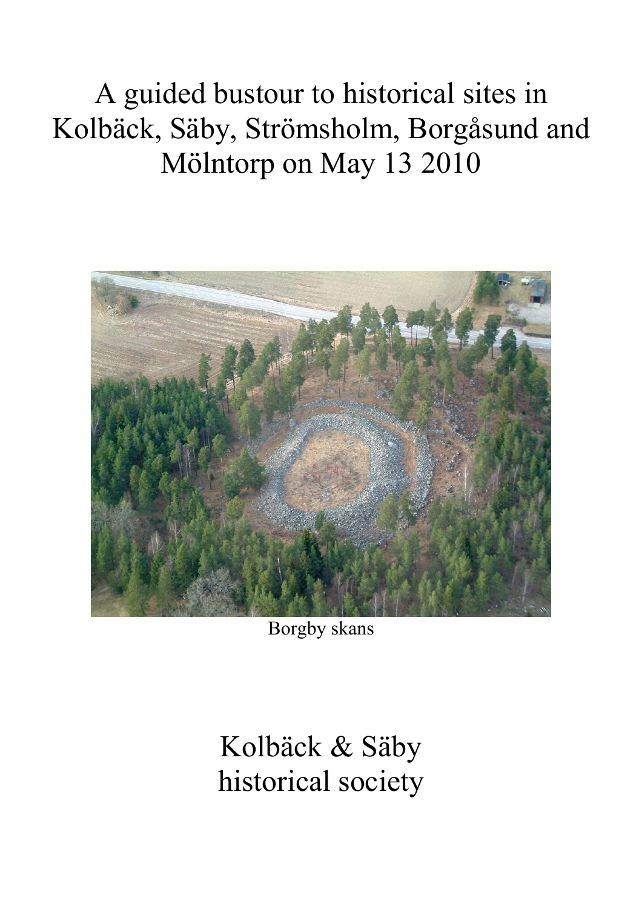# A guided bustour to historical sites in Kolbäck, Säby, Strömsholm, Borgåsund and Mölntorp on May 13 2010

Borgby skans

Kolbäck & Säby historical society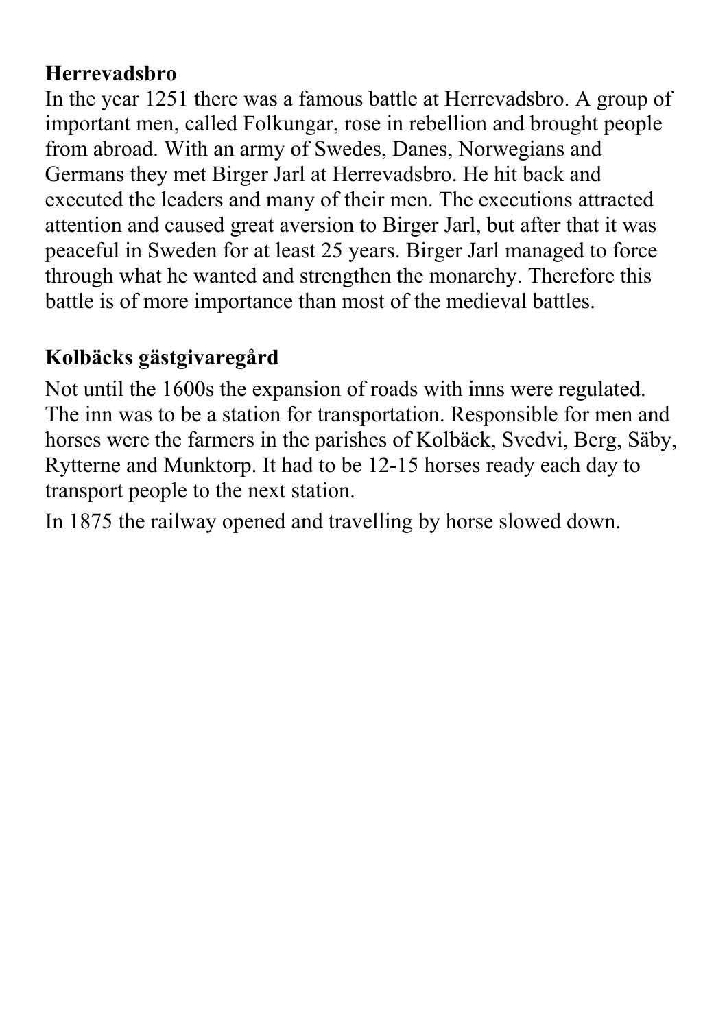## Herrevadsbro

In the year 1251 there was a famous battle at Herrevadsbro. A group of important men, called Folkungar, rose in rebellion and brought people from abroad. With an army of Swedes, Danes, Norwegians and Germans they met Birger Jarl at Herrevadsbro. He hit back and executed the leaders and many of their men. The executions attracted attention and caused great aversion to Birger Jarl, but after that it was peaceful in Sweden for at least 25 years. Birger Jarl managed to force through what he wanted and strengthen the monarchy. Therefore this battle is of more importance than most of the medieval battles.

## Kolbäcks gästgivaregård

Not until the 1600s the expansion of roads with inns were regulated. The inn was to be a station for transportation. Responsible for men and horses were the farmers in the parishes of Kolbäck, Svedvi, Berg, Säby, Rytterne and Munktorp. It had to be 12-15 horses ready each day to transport people to the next station.

In 1875 the railway opened and travelling by horse slowed down.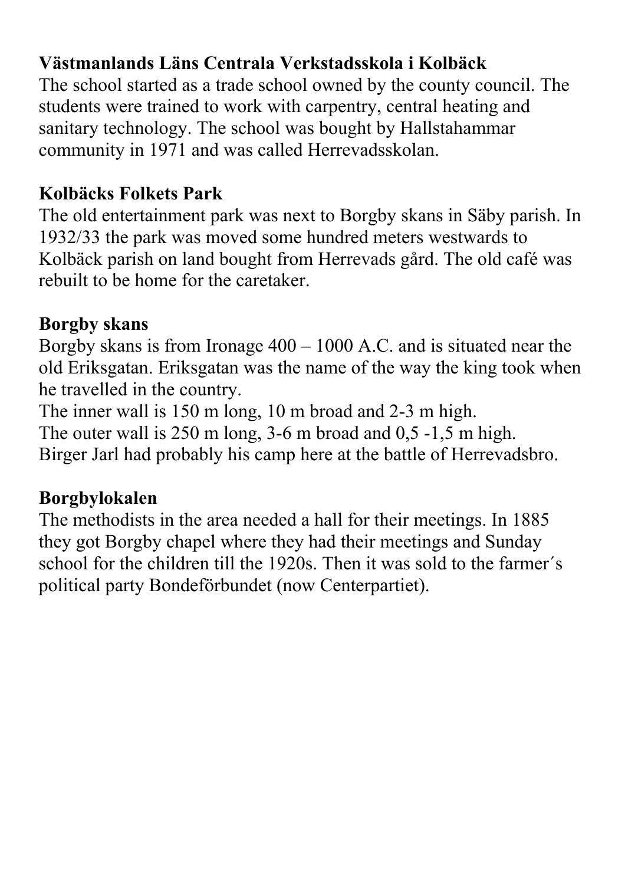**Västmanlands Läns Centrala Verkstadsskola i Kolbäck**
The school started as a trade school owned by the county council. The students were trained to work with carpentry, central heating and sanitary technology. The school was bought by Hallstahammar community in 1971 and was called Herrevadsskolan.

**Kolbäcks Folkets Park**
The old entertainment park was next to Borgby skans in Säby parish. In 1932/33 the park was moved some hundred meters westwards to Kolbäck parish on land bought from Herrevads gård. The old café was rebuilt to be home for the caretaker.

**Borgby skans**
Borgby skans is from Ironage 400 – 1000 A.C. and is situated near the old Eriksgatan. Eriksgatan was the name of the way the king took when he travelled in the country.
The inner wall is 150 m long, 10 m broad and 2-3 m high.
The outer wall is 250 m long, 3-6 m broad and 0,5 -1,5 m high.
Birger Jarl had probably his camp here at the battle of Herrevadsbro.

**Borgbylokalen**
The methodists in the area needed a hall for their meetings. In 1885 they got Borgby chapel where they had their meetings and Sunday school for the children till the 1920s. Then it was sold to the farmer´s political party Bondeförbundet (now Centerpartiet).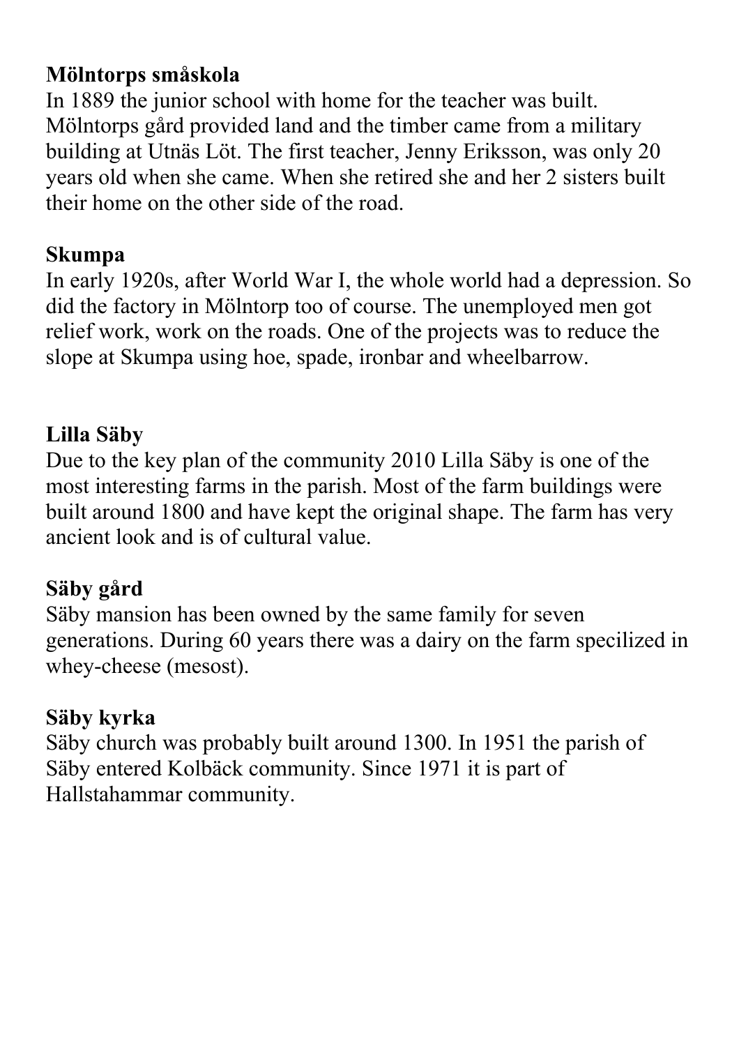**Mölntorps småskola**
In 1889 the junior school with home for the teacher was built. Mölntorps gård provided land and the timber came from a military building at Utnäs Löt. The first teacher, Jenny Eriksson, was only 20 years old when she came. When she retired she and her 2 sisters built their home on the other side of the road.

**Skumpa**
In early 1920s, after World War I, the whole world had a depression. So did the factory in Mölntorp too of course. The unemployed men got relief work, work on the roads. One of the projects was to reduce the slope at Skumpa using hoe, spade, ironbar and wheelbarrow.

**Lilla Säby**
Due to the key plan of the community 2010 Lilla Säby is one of the most interesting farms in the parish. Most of the farm buildings were built around 1800 and have kept the original shape. The farm has very ancient look and is of cultural value.

**Säby gård**
Säby mansion has been owned by the same family for seven generations. During 60 years there was a dairy on the farm specilized in whey-cheese (mesost).

**Säby kyrka**
Säby church was probably built around 1300. In 1951 the parish of Säby entered Kolbäck community. Since 1971 it is part of Hallstahammar community.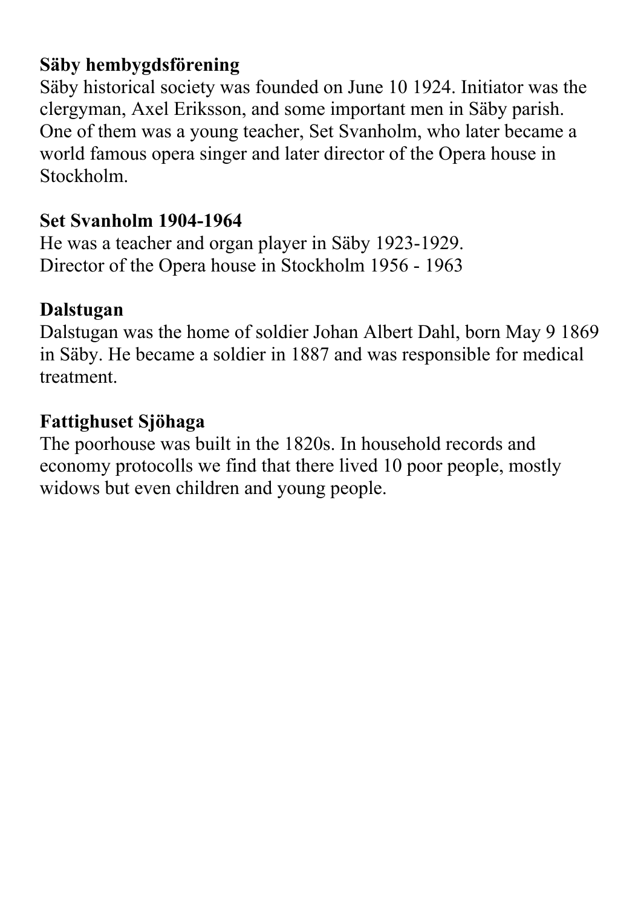**Säby hembygdsförening**
Säby historical society was founded on June 10 1924. Initiator was the clergyman, Axel Eriksson, and some important men in Säby parish. One of them was a young teacher, Set Svanholm, who later became a world famous opera singer and later director of the Opera house in Stockholm.

**Set Svanholm 1904-1964**
He was a teacher and organ player in Säby 1923-1929.
Director of the Opera house in Stockholm 1956 - 1963

**Dalstugan**
Dalstugan was the home of soldier Johan Albert Dahl, born May 9 1869 in Säby. He became a soldier in 1887 and was responsible for medical treatment.

**Fattighuset Sjöhaga**
The poorhouse was built in the 1820s. In household records and economy protocolls we find that there lived 10 poor people, mostly widows but even children and young people.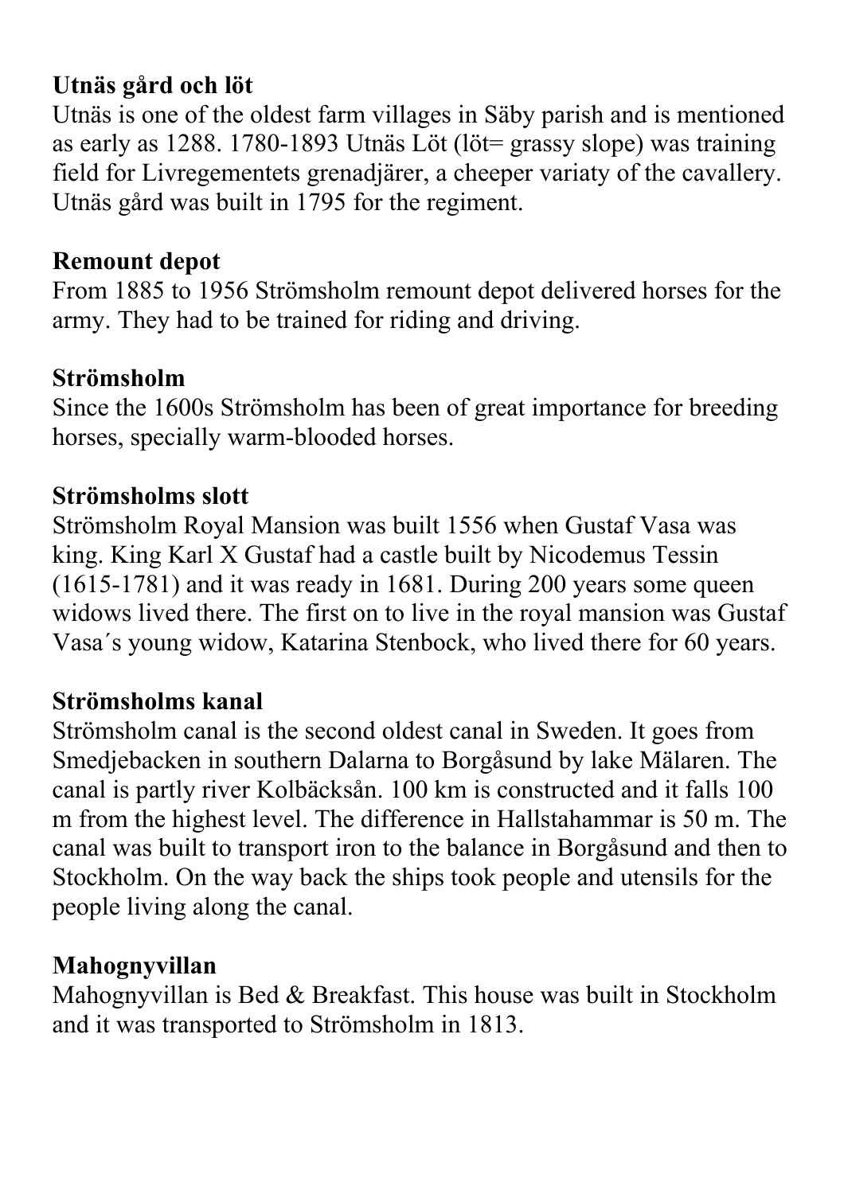**Utnäs gård och löt**
Utnäs is one of the oldest farm villages in Säby parish and is mentioned as early as 1288. 1780-1893 Utnäs Löt (löt= grassy slope) was training field for Livregementets grenadjärer, a cheeper variaty of the cavallery. Utnäs gård was built in 1795 for the regiment.

**Remount depot**
From 1885 to 1956 Strömsholm remount depot delivered horses for the army. They had to be trained for riding and driving.

**Strömsholm**
Since the 1600s Strömsholm has been of great importance for breeding horses, specially warm-blooded horses.

**Strömsholms slott**
Strömsholm Royal Mansion was built 1556 when Gustaf Vasa was king. King Karl X Gustaf had a castle built by Nicodemus Tessin (1615-1781) and it was ready in 1681. During 200 years some queen widows lived there. The first on to live in the royal mansion was Gustaf Vasa´s young widow, Katarina Stenbock, who lived there for 60 years.

**Strömsholms kanal**
Strömsholm canal is the second oldest canal in Sweden. It goes from Smedjebacken in southern Dalarna to Borgåsund by lake Mälaren. The canal is partly river Kolbäcksån. 100 km is constructed and it falls 100 m from the highest level. The difference in Hallstahammar is 50 m. The canal was built to transport iron to the balance in Borgåsund and then to Stockholm. On the way back the ships took people and utensils for the people living along the canal.

**Mahognyvillan**
Mahognyvillan is Bed & Breakfast. This house was built in Stockholm and it was transported to Strömsholm in 1813.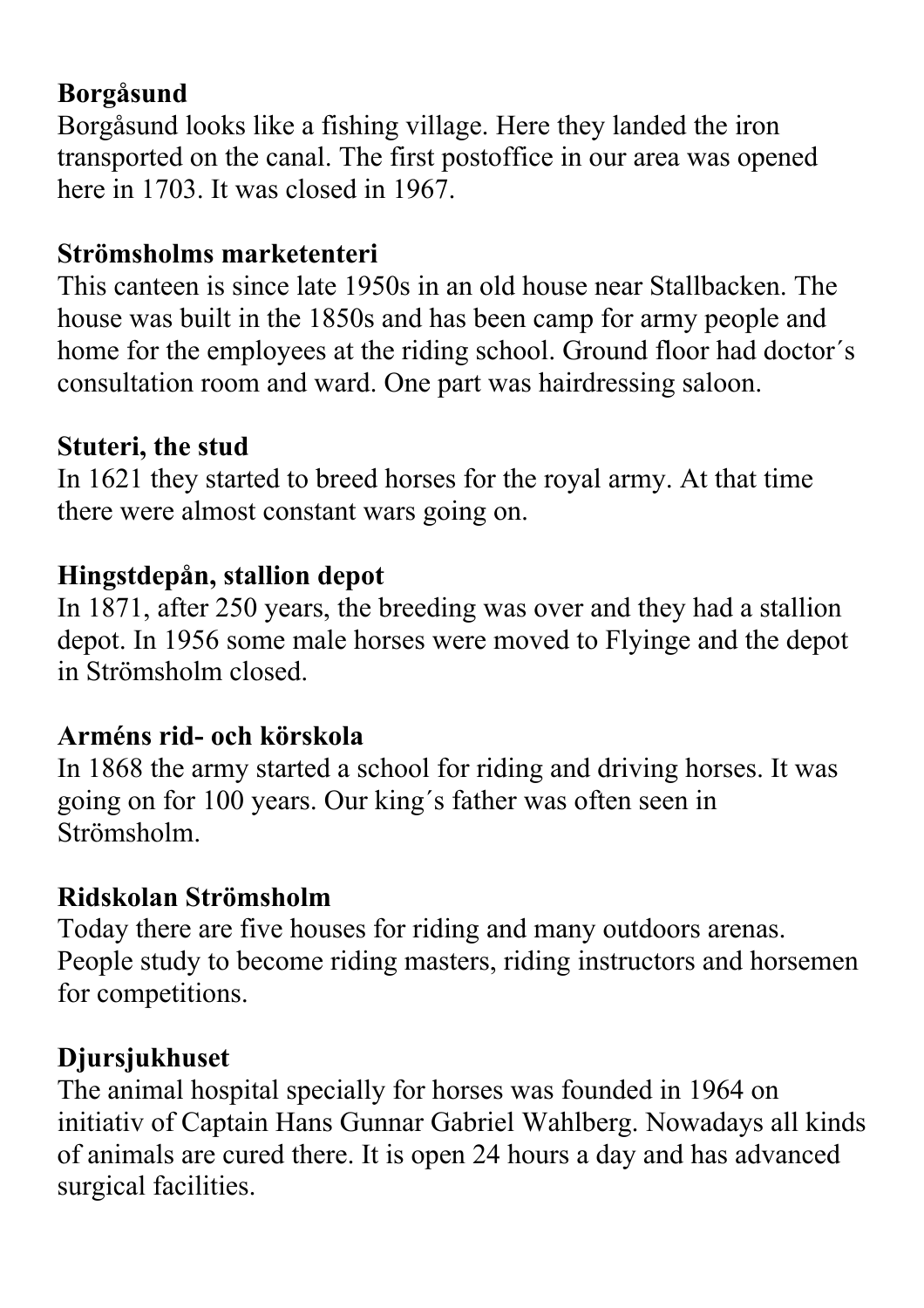**Borgåsund**
Borgåsund looks like a fishing village. Here they landed the iron transported on the canal. The first postoffice in our area was opened here in 1703. It was closed in 1967.

**Strömsholms marketenteri**
This canteen is since late 1950s in an old house near Stallbacken. The house was built in the 1850s and has been camp for army people and home for the employees at the riding school. Ground floor had doctor´s consultation room and ward. One part was hairdressing saloon.

**Stuteri, the stud**
In 1621 they started to breed horses for the royal army. At that time there were almost constant wars going on.

**Hingstdepån, stallion depot**
In 1871, after 250 years, the breeding was over and they had a stallion depot. In 1956 some male horses were moved to Flyinge and the depot in Strömsholm closed.

**Arméns rid- och körskola**
In 1868 the army started a school for riding and driving horses. It was going on for 100 years. Our king´s father was often seen in Strömsholm.

**Ridskolan Strömsholm**
Today there are five houses for riding and many outdoors arenas. People study to become riding masters, riding instructors and horsemen for competitions.

**Djursjukhuset**
The animal hospital specially for horses was founded in 1964 on initiativ of Captain Hans Gunnar Gabriel Wahlberg. Nowadays all kinds of animals are cured there. It is open 24 hours a day and has advanced surgical facilities.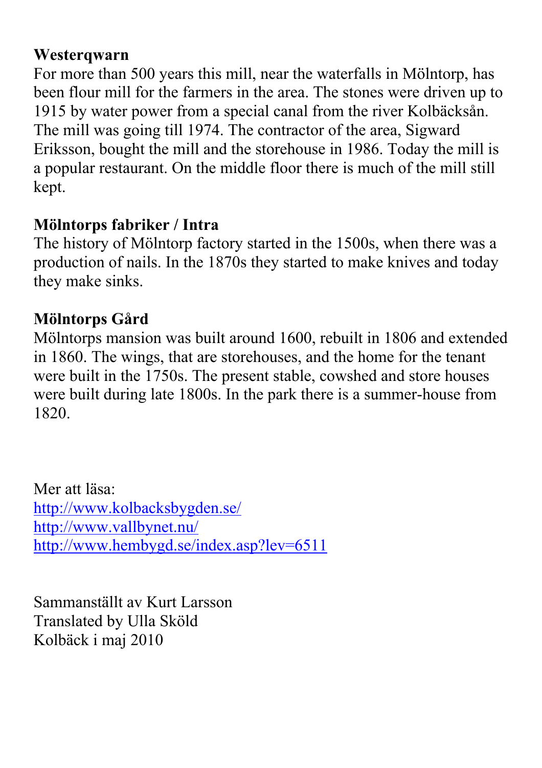**Westerqwarn**
For more than 500 years this mill, near the waterfalls in Mölntorp, has been flour mill for the farmers in the area. The stones were driven up to 1915 by water power from a special canal from the river Kolbäcksån. The mill was going till 1974. The contractor of the area, Sigward Eriksson, bought the mill and the storehouse in 1986. Today the mill is a popular restaurant. On the middle floor there is much of the mill still kept.

**Mölntorps fabriker / Intra**
The history of Mölntorp factory started in the 1500s, when there was a production of nails. In the 1870s they started to make knives and today they make sinks.

**Mölntorps Gård**
Mölntorps mansion was built around 1600, rebuilt in 1806 and extended in 1860. The wings, that are storehouses, and the home for the tenant were built in the 1750s. The present stable, cowshed and store houses were built during late 1800s. In the park there is a summer-house from 1820.

Mer att läsa:
http://www.kolbacksbygden.se/
http://www.vallbynet.nu/
http://www.hembygd.se/index.asp?lev=6511

Sammanställt av Kurt Larsson
Translated by Ulla Sköld
Kolbäck i maj 2010